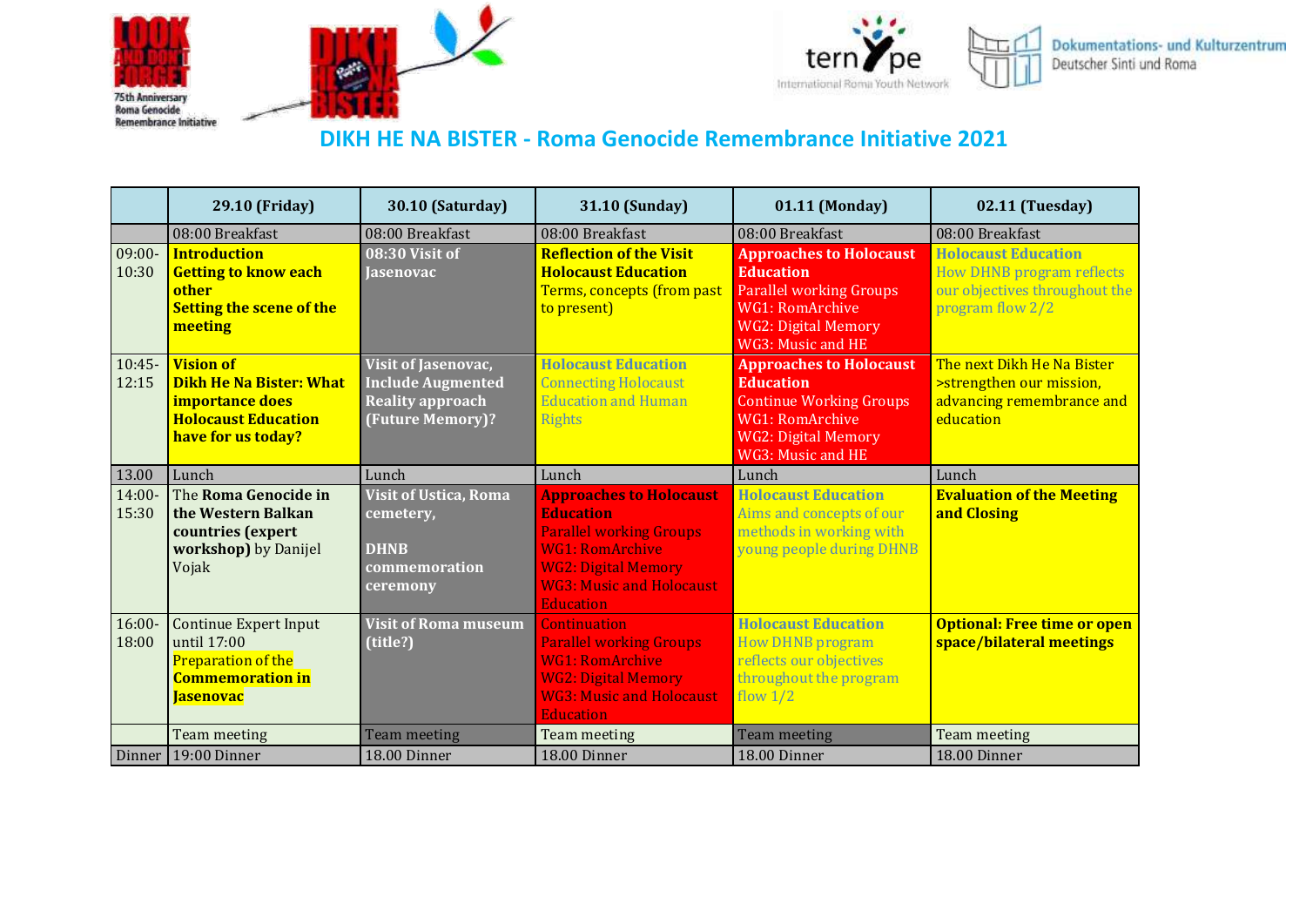# DIKH HE NA BISTER - Roma Genocide Remembrance Initiative 2021

| | 29.10 (Friday) | 30.10 (Saturday) | 31.10 (Sunday) | 01.11 (Monday) | 02.11 (Tuesday) |
|---|---|---|---|---|---|
| | 08:00 Breakfast | 08:00 Breakfast | 08:00 Breakfast | 08:00 Breakfast | 08:00 Breakfast |
| 09:00-10:30 | **Introduction** **Getting to know each other** **Setting the scene of the meeting** | **08:30 Visit of Jasenovac** | **Reflection of the Visit** **Holocaust Education** Terms, concepts (from past to present) | **Approaches to Holocaust Education** Parallel working Groups WG1: RomArchive WG2: Digital Memory WG3: Music and HE | **Holocaust Education** How DHNB program reflects our objectives throughout the program flow 2/2 |
| 10:45-12:15 | **Vision of Dikh He Na Bister: What importance does Holocaust Education have for us today?** | **Visit of Jasenovac, Include Augmented Reality approach (Future Memory)?** | **Holocaust Education** Connecting Holocaust Education and Human Rights | **Approaches to Holocaust Education** Continue Working Groups WG1: RomArchive WG2: Digital Memory WG3: Music and HE | The next Dikh He Na Bister >strengthen our mission, advancing remembrance and education |
| 13.00 | Lunch | Lunch | Lunch | Lunch | Lunch |
| 14:00-15:30 | The **Roma Genocide in the Western Balkan countries (expert workshop)** by Danijel Vojak | **Visit of Ustica, Roma cemetery,** **DHNB commemoration ceremony** | **Approaches to Holocaust Education** Parallel working Groups WG1: RomArchive WG2: Digital Memory WG3: Music and Holocaust Education | **Holocaust Education** Aims and concepts of our methods in working with young people during DHNB | **Evaluation of the Meeting and Closing** |
| 16:00-18:00 | Continue Expert Input until 17:00 Preparation of the **Commemoration in Jasenovac** | **Visit of Roma museum (title?)** | Continuation Parallel working Groups WG1: RomArchive WG2: Digital Memory WG3: Music and Holocaust Education | **Holocaust Education** How DHNB program reflects our objectives throughout the program flow 1/2 | **Optional: Free time or open space/bilateral meetings** |
| | Team meeting | Team meeting | Team meeting | Team meeting | Team meeting |
| Dinner | 19:00 Dinner | 18.00 Dinner | 18.00 Dinner | 18.00 Dinner | 18.00 Dinner |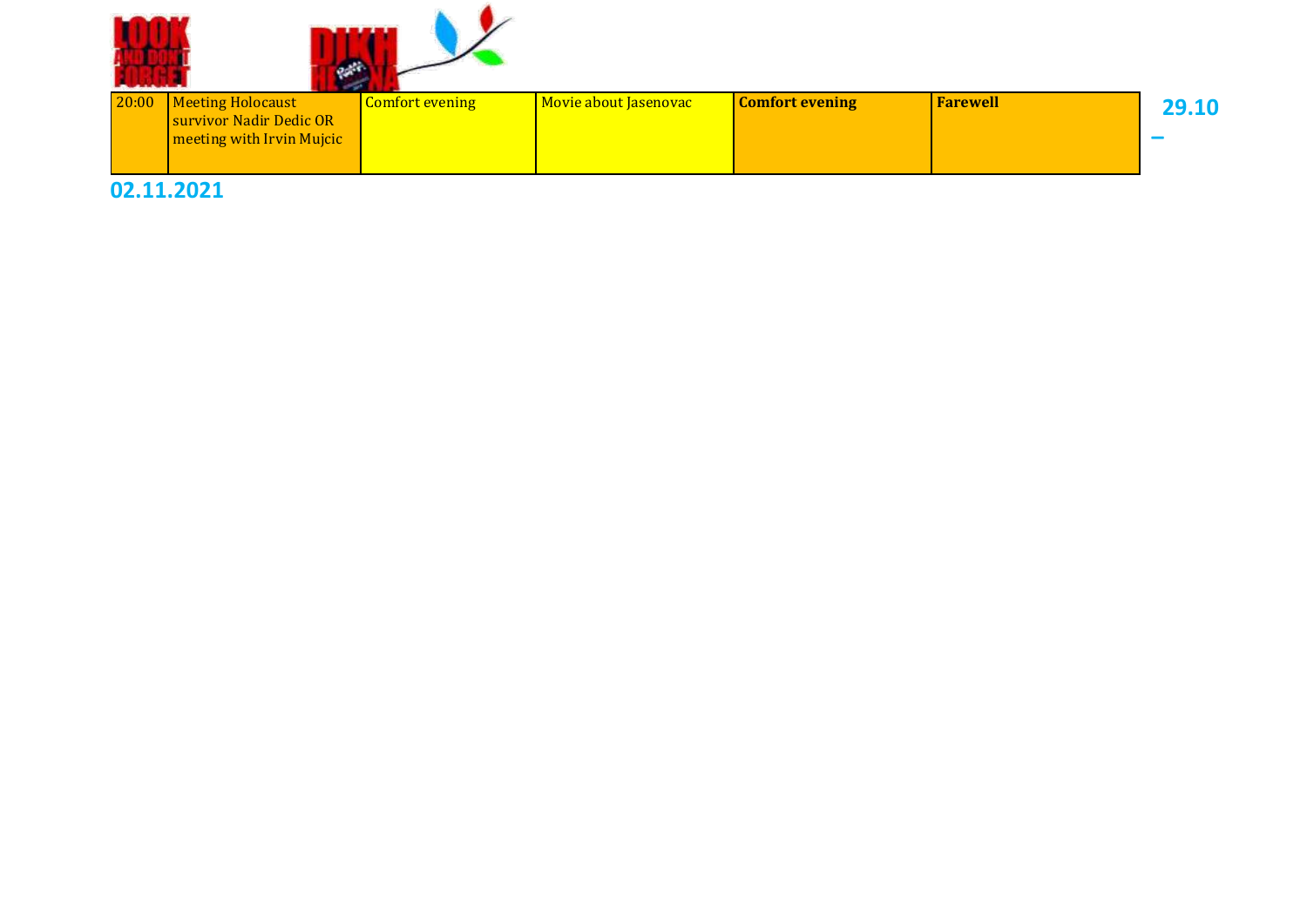| | | | | | |
|---|---|---|---|---|---|
| 20:00 | Meeting Holocaust survivor Nadir Dedic OR meeting with Irvin Mujcic | Comfort evening | Movie about Jasenovac | **Comfort evening** | **Farewell** |

**29.10 – 02.11.2021**